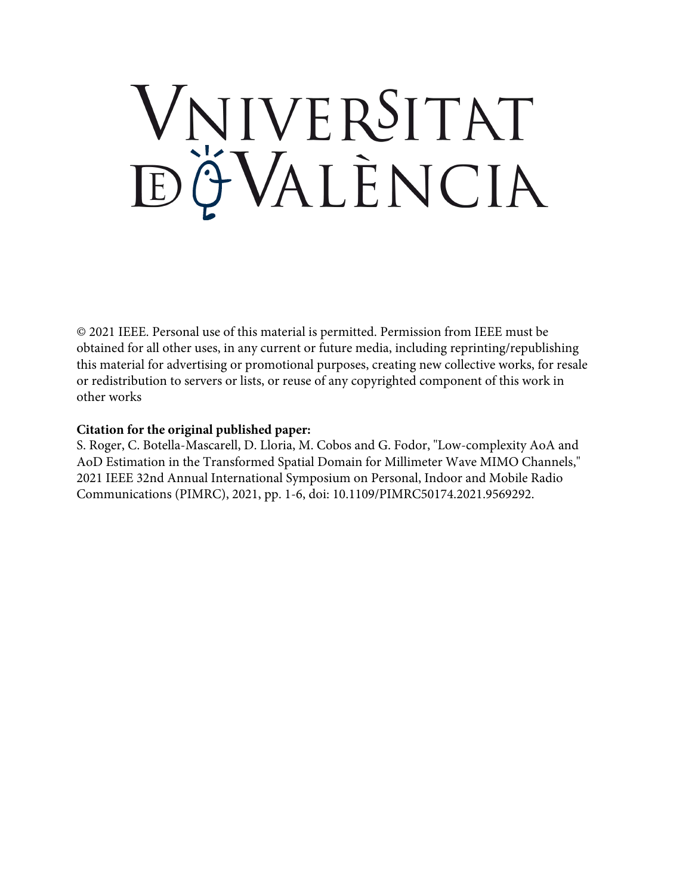# VNIVERSITAT DE VALÈNCIA

© 2021 IEEE. Personal use of this material is permitted. Permission from IEEE must be obtained for all other uses, in any current or future media, including reprinting/republishing this material for advertising or promotional purposes, creating new collective works, for resale or redistribution to servers or lists, or reuse of any copyrighted component of this work in other works

**Citation for the original published paper:**

S. Roger, C. Botella-Mascarell, D. Lloria, M. Cobos and G. Fodor, "Low-complexity AoA and AoD Estimation in the Transformed Spatial Domain for Millimeter Wave MIMO Channels," 2021 IEEE 32nd Annual International Symposium on Personal, Indoor and Mobile Radio Communications (PIMRC), 2021, pp. 1-6, doi: 10.1109/PIMRC50174.2021.9569292.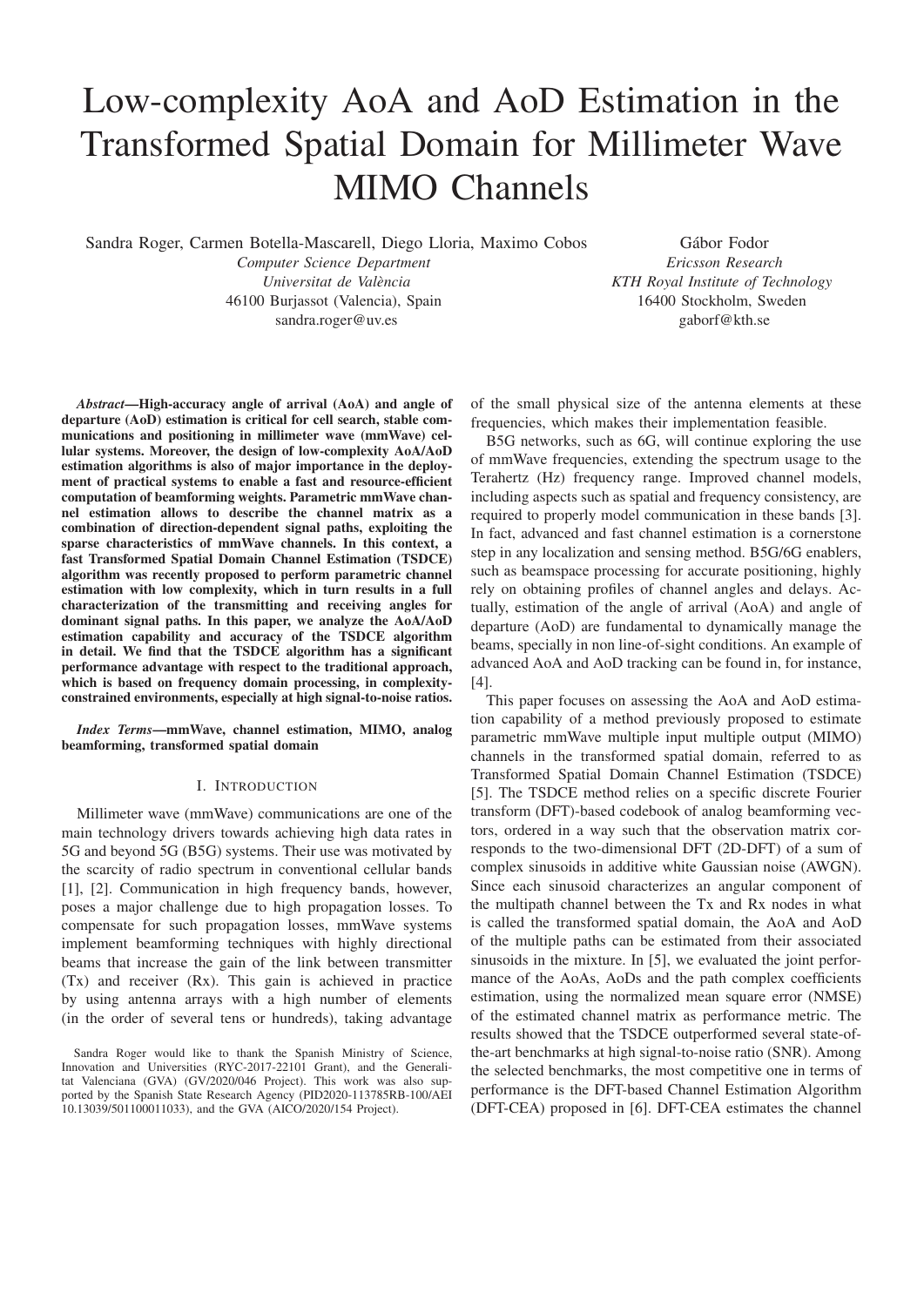# Low-complexity AoA and AoD Estimation in the Transformed Spatial Domain for Millimeter Wave MIMO Channels

Sandra Roger, Carmen Botella-Mascarell, Diego Lloria, Maximo Cobos
*Computer Science Department*
*Universitat de València*
46100 Burjassot (Valencia), Spain
sandra.roger@uv.es

Gábor Fodor
*Ericsson Research*
*KTH Royal Institute of Technology*
16400 Stockholm, Sweden
gaborf@kth.se

***Abstract*—High-accuracy angle of arrival (AoA) and angle of departure (AoD) estimation is critical for cell search, stable communications and positioning in millimeter wave (mmWave) cellular systems. Moreover, the design of low-complexity AoA/AoD estimation algorithms is also of major importance in the deployment of practical systems to enable a fast and resource-efficient computation of beamforming weights. Parametric mmWave channel estimation allows to describe the channel matrix as a combination of direction-dependent signal paths, exploiting the sparse characteristics of mmWave channels. In this context, a fast Transformed Spatial Domain Channel Estimation (TSDCE) algorithm was recently proposed to perform parametric channel estimation with low complexity, which in turn results in a full characterization of the transmitting and receiving angles for dominant signal paths. In this paper, we analyze the AoA/AoD estimation capability and accuracy of the TSDCE algorithm in detail. We find that the TSDCE algorithm has a significant performance advantage with respect to the traditional approach, which is based on frequency domain processing, in complexity-constrained environments, especially at high signal-to-noise ratios.**

***Index Terms*—mmWave, channel estimation, MIMO, analog beamforming, transformed spatial domain**

## I. Introduction

Millimeter wave (mmWave) communications are one of the main technology drivers towards achieving high data rates in 5G and beyond 5G (B5G) systems. Their use was motivated by the scarcity of radio spectrum in conventional cellular bands [1], [2]. Communication in high frequency bands, however, poses a major challenge due to high propagation losses. To compensate for such propagation losses, mmWave systems implement beamforming techniques with highly directional beams that increase the gain of the link between transmitter (Tx) and receiver (Rx). This gain is achieved in practice by using antenna arrays with a high number of elements (in the order of several tens or hundreds), taking advantage of the small physical size of the antenna elements at these frequencies, which makes their implementation feasible.

B5G networks, such as 6G, will continue exploring the use of mmWave frequencies, extending the spectrum usage to the Terahertz (Hz) frequency range. Improved channel models, including aspects such as spatial and frequency consistency, are required to properly model communication in these bands [3]. In fact, advanced and fast channel estimation is a cornerstone step in any localization and sensing method. B5G/6G enablers, such as beamspace processing for accurate positioning, highly rely on obtaining profiles of channel angles and delays. Actually, estimation of the angle of arrival (AoA) and angle of departure (AoD) are fundamental to dynamically manage the beams, specially in non line-of-sight conditions. An example of advanced AoA and AoD tracking can be found in, for instance, [4].

This paper focuses on assessing the AoA and AoD estimation capability of a method previously proposed to estimate parametric mmWave multiple input multiple output (MIMO) channels in the transformed spatial domain, referred to as Transformed Spatial Domain Channel Estimation (TSDCE) [5]. The TSDCE method relies on a specific discrete Fourier transform (DFT)-based codebook of analog beamforming vectors, ordered in a way such that the observation matrix corresponds to the two-dimensional DFT (2D-DFT) of a sum of complex sinusoids in additive white Gaussian noise (AWGN). Since each sinusoid characterizes an angular component of the multipath channel between the Tx and Rx nodes in what is called the transformed spatial domain, the AoA and AoD of the multiple paths can be estimated from their associated sinusoids in the mixture. In [5], we evaluated the joint performance of the AoAs, AoDs and the path complex coefficients estimation, using the normalized mean square error (NMSE) of the estimated channel matrix as performance metric. The results showed that the TSDCE outperformed several state-of-the-art benchmarks at high signal-to-noise ratio (SNR). Among the selected benchmarks, the most competitive one in terms of performance is the DFT-based Channel Estimation Algorithm (DFT-CEA) proposed in [6]. DFT-CEA estimates the channel

Sandra Roger would like to thank the Spanish Ministry of Science, Innovation and Universities (RYC-2017-22101 Grant), and the Generalitat Valenciana (GVA) (GV/2020/046 Project). This work was also supported by the Spanish State Research Agency (PID2020-113785RB-100/AEI 10.13039/501100011033), and the GVA (AICO/2020/154 Project).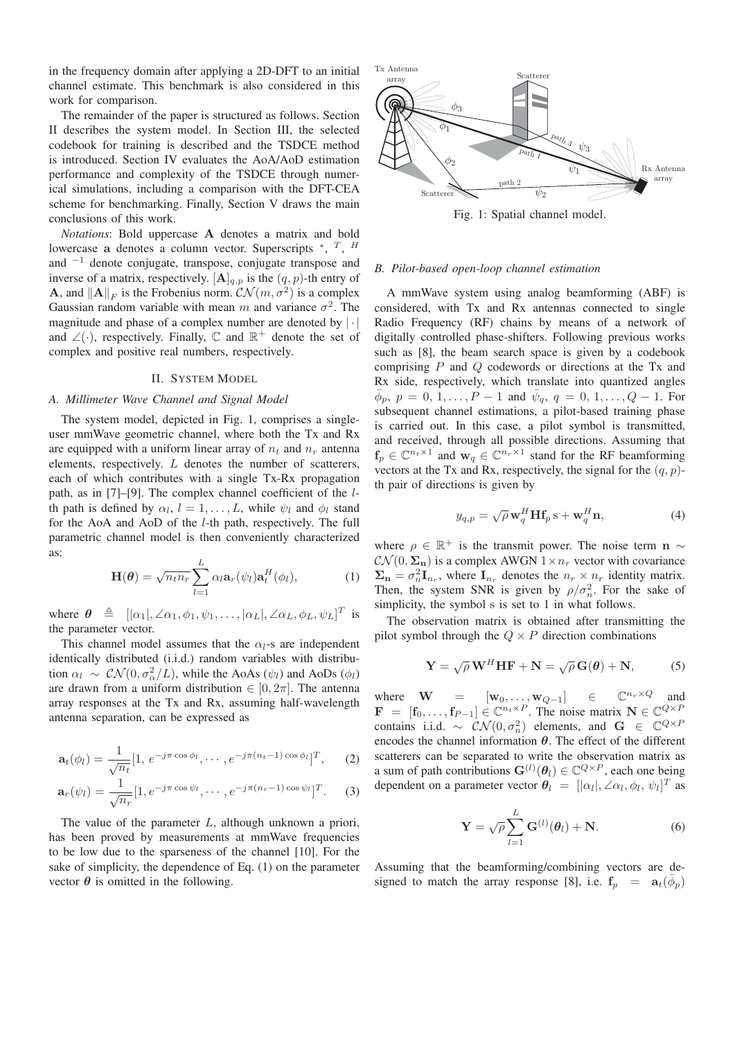in the frequency domain after applying a 2D-DFT to an initial channel estimate. This benchmark is also considered in this work for comparison.

The remainder of the paper is structured as follows. Section II describes the system model. In Section III, the selected codebook for training is described and the TSDCE method is introduced. Section IV evaluates the AoA/AoD estimation performance and complexity of the TSDCE through numerical simulations, including a comparison with the DFT-CEA scheme for benchmarking. Finally, Section V draws the main conclusions of this work.

*Notations*: Bold uppercase $\mathbf{A}$ denotes a matrix and bold lowercase $\mathbf{a}$ denotes a column vector. Superscripts $^*$, $^T$, $^H$ and $^{-1}$ denote conjugate, transpose, conjugate transpose and inverse of a matrix, respectively. $[\mathbf{A}]_{q,p}$ is the $(q,p)$-th entry of $\mathbf{A}$, and $\|\mathbf{A}\|_F$ is the Frobenius norm. $\mathcal{CN}(m,\sigma^2)$ is a complex Gaussian random variable with mean $m$ and variance $\sigma^2$. The magnitude and phase of a complex number are denoted by $|\cdot|$ and $\angle(\cdot)$, respectively. Finally, $\mathbb{C}$ and $\mathbb{R}^+$ denote the set of complex and positive real numbers, respectively.

## II. System Model

### A. Millimeter Wave Channel and Signal Model

The system model, depicted in Fig. 1, comprises a single-user mmWave geometric channel, where both the Tx and Rx are equipped with a uniform linear array of $n_t$ and $n_r$ antenna elements, respectively. $L$ denotes the number of scatterers, each of which contributes with a single Tx-Rx propagation path, as in [7]–[9]. The complex channel coefficient of the $l$-th path is defined by $\alpha_l$, $l = 1,\ldots,L$, while $\psi_l$ and $\phi_l$ stand for the AoA and AoD of the $l$-th path, respectively. The full parametric channel model is then conveniently characterized as:

$$\mathbf{H}(\boldsymbol{\theta}) = \sqrt{n_t n_r}\sum_{l=1}^{L}\alpha_l \mathbf{a}_r(\psi_l)\mathbf{a}_t^H(\phi_l), \tag{1}$$

where $\boldsymbol{\theta} \triangleq [|\alpha_1|, \angle\alpha_1, \phi_1, \psi_1, \ldots, |\alpha_L|, \angle\alpha_L, \phi_L, \psi_L]^T$ is the parameter vector.

This channel model assumes that the $\alpha_l$-s are independent identically distributed (i.i.d.) random variables with distribution $\alpha_l \sim \mathcal{CN}(0, \sigma_\alpha^2/L)$, while the AoAs ($\psi_l$) and AoDs ($\phi_l$) are drawn from a uniform distribution $\in [0, 2\pi]$. The antenna array responses at the Tx and Rx, assuming half-wavelength antenna separation, can be expressed as

$$\mathbf{a}_t(\phi_l) = \frac{1}{\sqrt{n_t}}[1,\, e^{-j\pi\cos\phi_l}, \cdots, e^{-j\pi(n_t-1)\cos\phi_l}]^T, \tag{2}$$

$$\mathbf{a}_r(\psi_l) = \frac{1}{\sqrt{n_r}}[1, e^{-j\pi\cos\psi_l}, \cdots, e^{-j\pi(n_r-1)\cos\psi_l}]^T. \tag{3}$$

The value of the parameter $L$, although unknown a priori, has been proved by measurements at mmWave frequencies to be low due to the sparseness of the channel [10]. For the sake of simplicity, the dependence of Eq. (1) on the parameter vector $\boldsymbol{\theta}$ is omitted in the following.

Fig. 1: Spatial channel model.

### B. Pilot-based open-loop channel estimation

A mmWave system using analog beamforming (ABF) is considered, with Tx and Rx antennas connected to single Radio Frequency (RF) chains by means of a network of digitally controlled phase-shifters. Following previous works such as [8], the beam search space is given by a codebook comprising $P$ and $Q$ codewords or directions at the Tx and Rx side, respectively, which translate into quantized angles $\bar{\phi}_p$, $p = 0, 1, \ldots, P-1$ and $\bar{\psi}_q$, $q = 0, 1, \ldots, Q-1$. For subsequent channel estimations, a pilot-based training phase is carried out. In this case, a pilot symbol is transmitted, and received, through all possible directions. Assuming that $\mathbf{f}_p \in \mathbb{C}^{n_t\times 1}$ and $\mathbf{w}_q \in \mathbb{C}^{n_r\times 1}$ stand for the RF beamforming vectors at the Tx and Rx, respectively, the signal for the $(q,p)$-th pair of directions is given by

$$y_{q,p} = \sqrt{\rho}\,\mathbf{w}_q^H \mathbf{H}\mathbf{f}_p\,\mathrm{s} + \mathbf{w}_q^H\mathbf{n}, \tag{4}$$

where $\rho \in \mathbb{R}^+$ is the transmit power. The noise term $\mathbf{n} \sim \mathcal{CN}(0, \boldsymbol{\Sigma}_\mathbf{n})$ is a complex AWGN $1\times n_r$ vector with covariance $\boldsymbol{\Sigma}_\mathbf{n} = \sigma_n^2\mathbf{I}_{n_r}$, where $\mathbf{I}_{n_r}$ denotes the $n_r \times n_r$ identity matrix. Then, the system SNR is given by $\rho/\sigma_n^2$. For the sake of simplicity, the symbol s is set to 1 in what follows.

The observation matrix is obtained after transmitting the pilot symbol through the $Q \times P$ direction combinations

$$\mathbf{Y} = \sqrt{\rho}\,\mathbf{W}^H\mathbf{H}\mathbf{F} + \mathbf{N} = \sqrt{\rho}\,\mathbf{G}(\boldsymbol{\theta}) + \mathbf{N}, \tag{5}$$

where $\mathbf{W} = [\mathbf{w}_0, \ldots, \mathbf{w}_{Q-1}] \in \mathbb{C}^{n_r\times Q}$ and $\mathbf{F} = [\mathbf{f}_0, \ldots, \mathbf{f}_{P-1}] \in \mathbb{C}^{n_t\times P}$. The noise matrix $\mathbf{N} \in \mathbb{C}^{Q\times P}$ contains i.i.d. $\sim \mathcal{CN}(0, \sigma_n^2)$ elements, and $\mathbf{G} \in \mathbb{C}^{Q\times P}$ encodes the channel information $\boldsymbol{\theta}$. The effect of the different scatterers can be separated to write the observation matrix as a sum of path contributions $\mathbf{G}^{(l)}(\boldsymbol{\theta}_l) \in \mathbb{C}^{Q\times P}$, each one being dependent on a parameter vector $\boldsymbol{\theta}_l = [|\alpha_l|, \angle\alpha_l, \phi_l, \psi_l]^T$ as

$$\mathbf{Y} = \sqrt{\rho}\sum_{l=1}^{L}\mathbf{G}^{(l)}(\boldsymbol{\theta}_l) + \mathbf{N}. \tag{6}$$

Assuming that the beamforming/combining vectors are designed to match the array response [8], i.e. $\mathbf{f}_p = \mathbf{a}_t(\bar{\phi}_p)$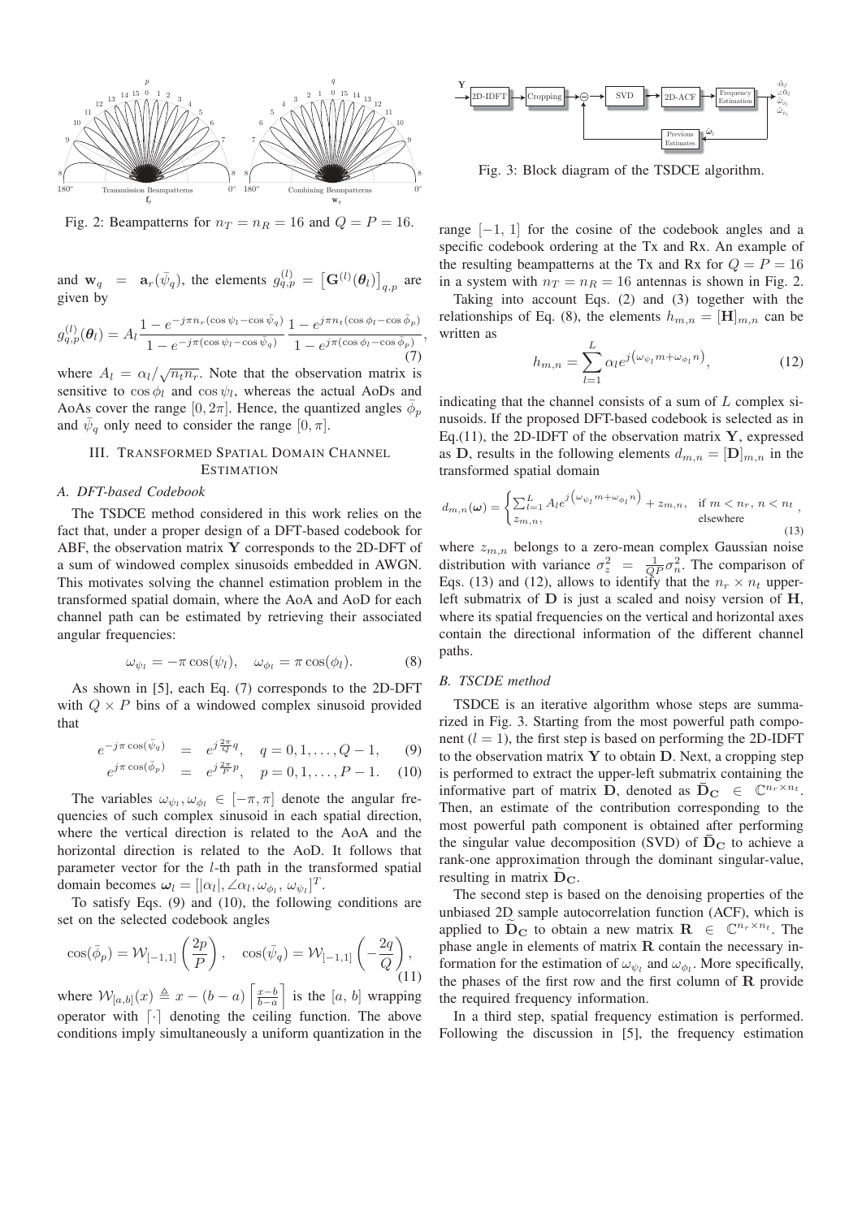Fig. 2: Beampatterns for $n_T = n_R = 16$ and $Q = P = 16$.

and $\mathbf{w}_q = \mathbf{a}_r(\bar{\psi}_q)$, the elements $g_{q,p}^{(l)} = \left[\mathbf{G}^{(l)}(\boldsymbol{\theta}_l)\right]_{q,p}$ are given by

$$g_{q,p}^{(l)}(\boldsymbol{\theta}_l) = A_l \frac{1 - e^{-j\pi n_r(\cos\psi_l - \cos\bar{\psi}_q)}}{1 - e^{-j\pi(\cos\psi_l - \cos\bar{\psi}_q)}} \frac{1 - e^{j\pi n_t(\cos\phi_l - \cos\bar{\phi}_p)}}{1 - e^{j\pi(\cos\phi_l - \cos\bar{\phi}_p)}}, \tag{7}$$

where $A_l = \alpha_l / \sqrt{n_t n_r}$. Note that the observation matrix is sensitive to $\cos\phi_l$ and $\cos\psi_l$, whereas the actual AoDs and AoAs cover the range $[0, 2\pi]$. Hence, the quantized angles $\bar{\phi}_p$ and $\bar{\psi}_q$ only need to consider the range $[0, \pi]$.

## III. Transformed Spatial Domain Channel Estimation

### A. DFT-based Codebook

The TSDCE method considered in this work relies on the fact that, under a proper design of a DFT-based codebook for ABF, the observation matrix $\mathbf{Y}$ corresponds to the 2D-DFT of a sum of windowed complex sinusoids embedded in AWGN. This motivates solving the channel estimation problem in the transformed spatial domain, where the AoA and AoD for each channel path can be estimated by retrieving their associated angular frequencies:

$$\omega_{\psi_l} = -\pi\cos(\psi_l), \quad \omega_{\phi_l} = \pi\cos(\phi_l). \tag{8}$$

As shown in [5], each Eq. (7) corresponds to the 2D-DFT with $Q \times P$ bins of a windowed complex sinusoid provided that

$$e^{-j\pi\cos(\bar{\psi}_q)} = e^{j\frac{2\pi}{Q}q}, \quad q = 0, 1, \ldots, Q-1, \tag{9}$$

$$e^{j\pi\cos(\bar{\phi}_p)} = e^{j\frac{2\pi}{P}p}, \quad p = 0, 1, \ldots, P-1. \tag{10}$$

The variables $\omega_{\psi_l}, \omega_{\phi_l} \in [-\pi, \pi]$ denote the angular frequencies of such complex sinusoid in each spatial direction, where the vertical direction is related to the AoA and the horizontal direction is related to the AoD. It follows that parameter vector for the $l$-th path in the transformed spatial domain becomes $\boldsymbol{\omega}_l = [|\alpha_l|, \angle\alpha_l, \omega_{\phi_l}, \omega_{\psi_l}]^T$.

To satisfy Eqs. (9) and (10), the following conditions are set on the selected codebook angles

$$\cos(\bar{\phi}_p) = \mathcal{W}_{[-1,1]}\left(\frac{2p}{P}\right), \quad \cos(\bar{\psi}_q) = \mathcal{W}_{[-1,1]}\left(-\frac{2q}{Q}\right), \tag{11}$$

where $\mathcal{W}_{[a,b]}(x) \triangleq x - (b-a)\left\lceil \frac{x-b}{b-a} \right\rceil$ is the $[a, b]$ wrapping operator with $\lceil\cdot\rceil$ denoting the ceiling function. The above conditions imply simultaneously a uniform quantization in the range $[-1, 1]$ for the cosine of the codebook angles and a specific codebook ordering at the Tx and Rx. An example of the resulting beampatterns at the Tx and Rx for $Q = P = 16$ in a system with $n_T = n_R = 16$ antennas is shown in Fig. 2.

Fig. 3: Block diagram of the TSDCE algorithm.

Taking into account Eqs. (2) and (3) together with the relationships of Eq. (8), the elements $h_{m,n} = [\mathbf{H}]_{m,n}$ can be written as

$$h_{m,n} = \sum_{l=1}^{L} \alpha_l e^{j\left(\omega_{\psi_l} m + \omega_{\phi_l} n\right)}, \tag{12}$$

indicating that the channel consists of a sum of $L$ complex sinusoids. If the proposed DFT-based codebook is selected as in Eq.(11), the 2D-IDFT of the observation matrix $\mathbf{Y}$, expressed as $\mathbf{D}$, results in the following elements $d_{m,n} = [\mathbf{D}]_{m,n}$ in the transformed spatial domain

$$d_{m,n}(\boldsymbol{\omega}) = \begin{cases} \sum_{l=1}^{L} A_l e^{j\left(\omega_{\psi_l} m + \omega_{\phi_l} n\right)} + z_{m,n}, & \text{if } m < n_r,\ n < n_t \\ z_{m,n}, & \text{elsewhere} \end{cases}, \tag{13}$$

where $z_{m,n}$ belongs to a zero-mean complex Gaussian noise distribution with variance $\sigma_z^2 = \frac{1}{QP}\sigma_n^2$. The comparison of Eqs. (13) and (12), allows to identify that the $n_r \times n_t$ upper-left submatrix of $\mathbf{D}$ is just a scaled and noisy version of $\mathbf{H}$, where its spatial frequencies on the vertical and horizontal axes contain the directional information of the different channel paths.

### B. TSCDE method

TSDCE is an iterative algorithm whose steps are summarized in Fig. 3. Starting from the most powerful path component ($l = 1$), the first step is based on performing the 2D-IDFT to the observation matrix $\mathbf{Y}$ to obtain $\mathbf{D}$. Next, a cropping step is performed to extract the upper-left submatrix containing the informative part of matrix $\mathbf{D}$, denoted as $\bar{\mathbf{D}}_{\mathbf{C}} \in \mathbb{C}^{n_r \times n_t}$. Then, an estimate of the contribution corresponding to the most powerful path component is obtained after performing the singular value decomposition (SVD) of $\bar{\mathbf{D}}_{\mathbf{C}}$ to achieve a rank-one approximation through the dominant singular-value, resulting in matrix $\widetilde{\mathbf{D}}_{\mathbf{C}}$.

The second step is based on the denoising properties of the unbiased 2D sample autocorrelation function (ACF), which is applied to $\widetilde{\mathbf{D}}_{\mathbf{C}}$ to obtain a new matrix $\mathbf{R} \in \mathbb{C}^{n_r \times n_t}$. The phase angle in elements of matrix $\mathbf{R}$ contain the necessary information for the estimation of $\omega_{\psi_l}$ and $\omega_{\phi_l}$. More specifically, the phases of the first row and the first column of $\mathbf{R}$ provide the required frequency information.

In a third step, spatial frequency estimation is performed. Following the discussion in [5], the frequency estimation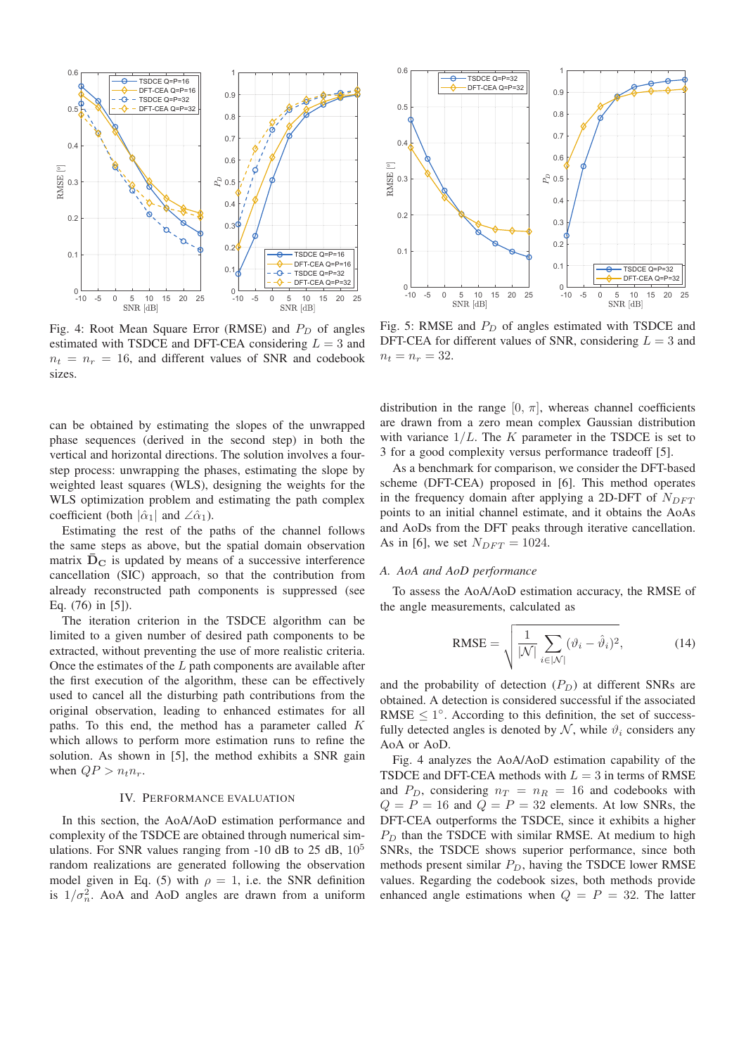Fig. 4: Root Mean Square Error (RMSE) and $P_D$ of angles estimated with TSDCE and DFT-CEA considering $L = 3$ and $n_t = n_r = 16$, and different values of SNR and codebook sizes.

Fig. 5: RMSE and $P_D$ of angles estimated with TSDCE and DFT-CEA for different values of SNR, considering $L = 3$ and $n_t = n_r = 32$.

can be obtained by estimating the slopes of the unwrapped phase sequences (derived in the second step) in both the vertical and horizontal directions. The solution involves a four-step process: unwrapping the phases, estimating the slope by weighted least squares (WLS), designing the weights for the WLS optimization problem and estimating the path complex coefficient (both $|\hat{\alpha}_1|$ and $\angle\hat{\alpha}_1$).

Estimating the rest of the paths of the channel follows the same steps as above, but the spatial domain observation matrix $\bar{\mathbf{D}}_{\mathbf{C}}$ is updated by means of a successive interference cancellation (SIC) approach, so that the contribution from already reconstructed path components is suppressed (see Eq. (76) in [5]).

The iteration criterion in the TSDCE algorithm can be limited to a given number of desired path components to be extracted, without preventing the use of more realistic criteria. Once the estimates of the $L$ path components are available after the first execution of the algorithm, these can be effectively used to cancel all the disturbing path contributions from the original observation, leading to enhanced estimates for all paths. To this end, the method has a parameter called $K$ which allows to perform more estimation runs to refine the solution. As shown in [5], the method exhibits a SNR gain when $QP > n_t n_r$.

## IV. Performance Evaluation

In this section, the AoA/AoD estimation performance and complexity of the TSDCE are obtained through numerical simulations. For SNR values ranging from -10 dB to 25 dB, $10^5$ random realizations are generated following the observation model given in Eq. (5) with $\rho = 1$, i.e. the SNR definition is $1/\sigma_n^2$. AoA and AoD angles are drawn from a uniform distribution in the range $[0, \pi]$, whereas channel coefficients are drawn from a zero mean complex Gaussian distribution with variance $1/L$. The $K$ parameter in the TSDCE is set to 3 for a good complexity versus performance tradeoff [5].

As a benchmark for comparison, we consider the DFT-based scheme (DFT-CEA) proposed in [6]. This method operates in the frequency domain after applying a 2D-DFT of $N_{DFT}$ points to an initial channel estimate, and it obtains the AoAs and AoDs from the DFT peaks through iterative cancellation. As in [6], we set $N_{DFT} = 1024$.

### A. AoA and AoD performance

To assess the AoA/AoD estimation accuracy, the RMSE of the angle measurements, calculated as

$$\text{RMSE} = \sqrt{\frac{1}{|\mathcal{N}|} \sum_{i \in |\mathcal{N}|} (\vartheta_i - \hat{\vartheta}_i)^2}, \tag{14}$$

and the probability of detection ($P_D$) at different SNRs are obtained. A detection is considered successful if the associated RMSE $\leq 1°$. According to this definition, the set of successfully detected angles is denoted by $\mathcal{N}$, while $\vartheta_i$ considers any AoA or AoD.

Fig. 4 analyzes the AoA/AoD estimation capability of the TSDCE and DFT-CEA methods with $L = 3$ in terms of RMSE and $P_D$, considering $n_T = n_R = 16$ and codebooks with $Q = P = 16$ and $Q = P = 32$ elements. At low SNRs, the DFT-CEA outperforms the TSDCE, since it exhibits a higher $P_D$ than the TSDCE with similar RMSE. At medium to high SNRs, the TSDCE shows superior performance, since both methods present similar $P_D$, having the TSDCE lower RMSE values. Regarding the codebook sizes, both methods provide enhanced angle estimations when $Q = P = 32$. The latter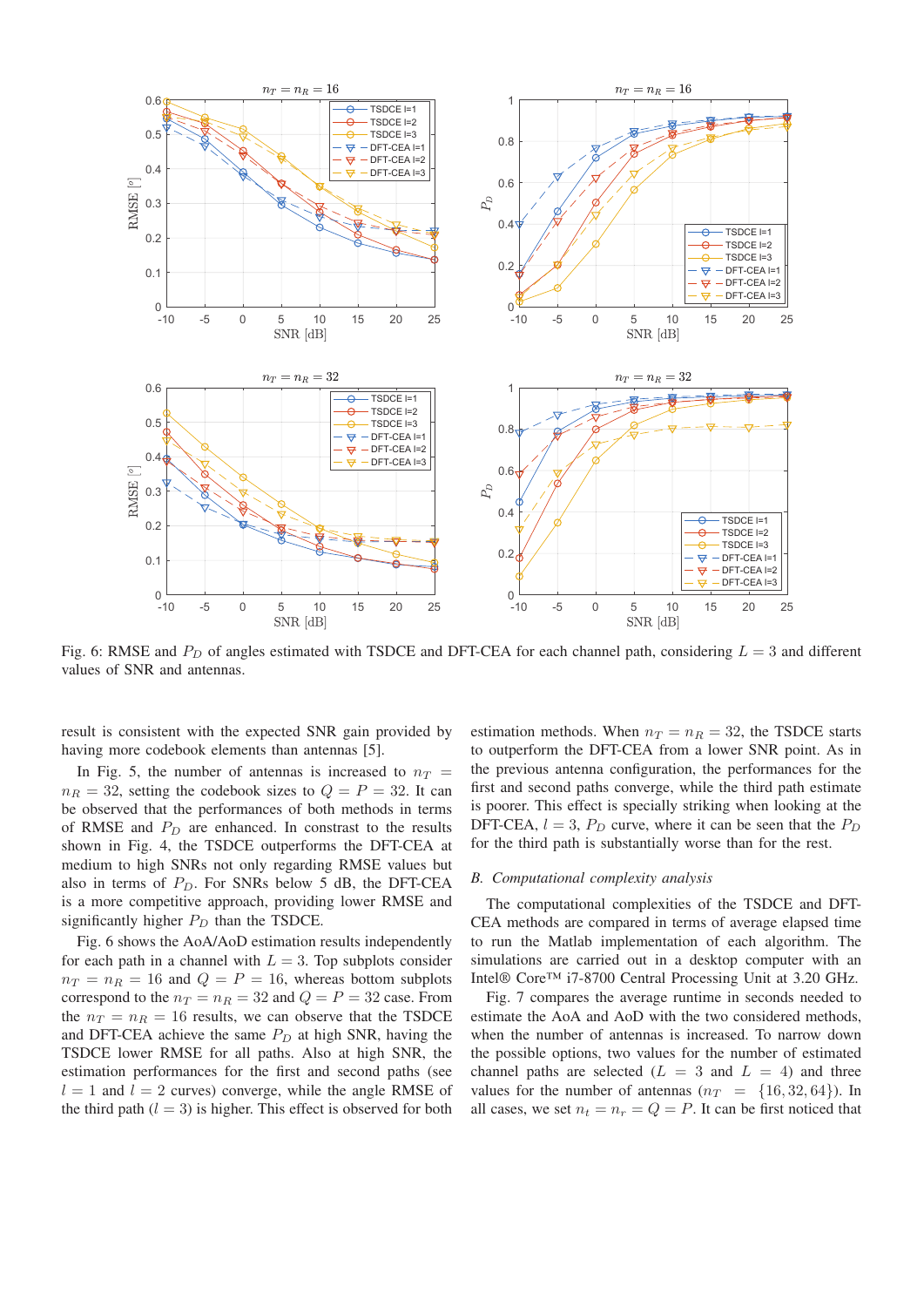Fig. 6: RMSE and $P_D$ of angles estimated with TSDCE and DFT-CEA for each channel path, considering $L = 3$ and different values of SNR and antennas.

result is consistent with the expected SNR gain provided by having more codebook elements than antennas [5].

In Fig. 5, the number of antennas is increased to $n_T = n_R = 32$, setting the codebook sizes to $Q = P = 32$. It can be observed that the performances of both methods in terms of RMSE and $P_D$ are enhanced. In constrast to the results shown in Fig. 4, the TSDCE outperforms the DFT-CEA at medium to high SNRs not only regarding RMSE values but also in terms of $P_D$. For SNRs below 5 dB, the DFT-CEA is a more competitive approach, providing lower RMSE and significantly higher $P_D$ than the TSDCE.

Fig. 6 shows the AoA/AoD estimation results independently for each path in a channel with $L = 3$. Top subplots consider $n_T = n_R = 16$ and $Q = P = 16$, whereas bottom subplots correspond to the $n_T = n_R = 32$ and $Q = P = 32$ case. From the $n_T = n_R = 16$ results, we can observe that the TSDCE and DFT-CEA achieve the same $P_D$ at high SNR, having the TSDCE lower RMSE for all paths. Also at high SNR, the estimation performances for the first and second paths (see $l = 1$ and $l = 2$ curves) converge, while the angle RMSE of the third path ($l = 3$) is higher. This effect is observed for both estimation methods. When $n_T = n_R = 32$, the TSDCE starts to outperform the DFT-CEA from a lower SNR point. As in the previous antenna configuration, the performances for the first and second paths converge, while the third path estimate is poorer. This effect is specially striking when looking at the DFT-CEA, $l = 3$, $P_D$ curve, where it can be seen that the $P_D$ for the third path is substantially worse than for the rest.

### B. Computational complexity analysis

The computational complexities of the TSDCE and DFT-CEA methods are compared in terms of average elapsed time to run the Matlab implementation of each algorithm. The simulations are carried out in a desktop computer with an Intel® Core™ i7-8700 Central Processing Unit at 3.20 GHz.

Fig. 7 compares the average runtime in seconds needed to estimate the AoA and AoD with the two considered methods, when the number of antennas is increased. To narrow down the possible options, two values for the number of estimated channel paths are selected ($L = 3$ and $L = 4$) and three values for the number of antennas ($n_T = \{16, 32, 64\}$). In all cases, we set $n_t = n_r = Q = P$. It can be first noticed that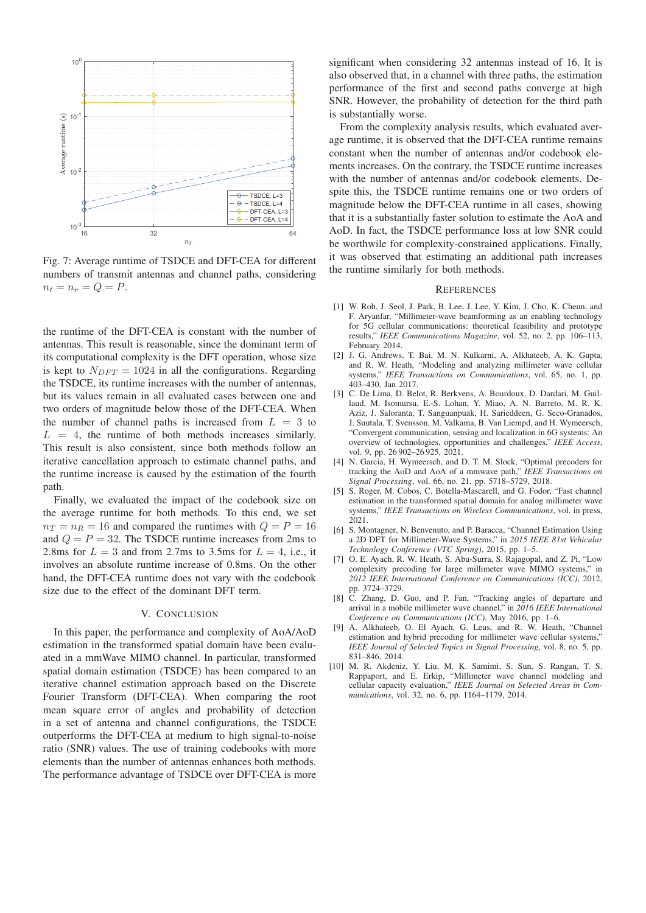Average runtime (s)

$10^0$

$10^{-1}$

$10^{-2}$

$10^{-3}$

16

32

64

$n_T$

TSDCE, L=3

TSDCE, L=4

DFT-CEA, L=3

DFT-CEA, L=4

Fig. 7: Average runtime of TSDCE and DFT-CEA for different numbers of transmit antennas and channel paths, considering $n_t = n_r = Q = P$.

the runtime of the DFT-CEA is constant with the number of antennas. This result is reasonable, since the dominant term of its computational complexity is the DFT operation, whose size is kept to $N_{DFT} = 1024$ in all the configurations. Regarding the TSDCE, its runtime increases with the number of antennas, but its values remain in all evaluated cases between one and two orders of magnitude below those of the DFT-CEA. When the number of channel paths is increased from $L = 3$ to $L = 4$, the runtime of both methods increases similarly. This result is also consistent, since both methods follow an iterative cancellation approach to estimate channel paths, and the runtime increase is caused by the estimation of the fourth path.

Finally, we evaluated the impact of the codebook size on the average runtime for both methods. To this end, we set $n_T = n_R = 16$ and compared the runtimes with $Q = P = 16$ and $Q = P = 32$. The TSDCE runtime increases from 2ms to 2.8ms for $L = 3$ and from 2.7ms to 3.5ms for $L = 4$, i.e., it involves an absolute runtime increase of 0.8ms. On the other hand, the DFT-CEA runtime does not vary with the codebook size due to the effect of the dominant DFT term.

## V. Conclusion

In this paper, the performance and complexity of AoA/AoD estimation in the transformed spatial domain have been evaluated in a mmWave MIMO channel. In particular, transformed spatial domain estimation (TSDCE) has been compared to an iterative channel estimation approach based on the Discrete Fourier Transform (DFT-CEA). When comparing the root mean square error of angles and probability of detection in a set of antenna and channel configurations, the TSDCE outperforms the DFT-CEA at medium to high signal-to-noise ratio (SNR) values. The use of training codebooks with more elements than the number of antennas enhances both methods. The performance advantage of TSDCE over DFT-CEA is more significant when considering 32 antennas instead of 16. It is also observed that, in a channel with three paths, the estimation performance of the first and second paths converge at high SNR. However, the probability of detection for the third path is substantially worse.

From the complexity analysis results, which evaluated average runtime, it is observed that the DFT-CEA runtime remains constant when the number of antennas and/or codebook elements increases. On the contrary, the TSDCE runtime increases with the number of antennas and/or codebook elements. Despite this, the TSDCE runtime remains one or two orders of magnitude below the DFT-CEA runtime in all cases, showing that it is a substantially faster solution to estimate the AoA and AoD. In fact, the TSDCE performance loss at low SNR could be worthwile for complexity-constrained applications. Finally, it was observed that estimating an additional path increases the runtime similarly for both methods.

## References

[1] W. Roh, J. Seol, J. Park, B. Lee, J. Lee, Y. Kim, J. Cho, K. Cheun, and F. Aryanfar, "Millimeter-wave beamforming as an enabling technology for 5G cellular communications: theoretical feasibility and prototype results," *IEEE Communications Magazine*, vol. 52, no. 2, pp. 106–113, February 2014.

[2] J. G. Andrews, T. Bai, M. N. Kulkarni, A. Alkhateeb, A. K. Gupta, and R. W. Heath, "Modeling and analyzing millimeter wave cellular systems," *IEEE Transactions on Communications*, vol. 65, no. 1, pp. 403–430, Jan 2017.

[3] C. De Lima, D. Belot, R. Berkvens, A. Bourdoux, D. Dardari, M. Guillaud, M. Isomursu, E.-S. Lohan, Y. Miao, A. N. Barreto, M. R. K. Aziz, J. Saloranta, T. Sanguanpuak, H. Sarieddeen, G. Seco-Granados, J. Suutala, T. Svensson, M. Valkama, B. Van Liempd, and H. Wymeersch, "Convergent communication, sensing and localization in 6G systems: An overview of technologies, opportunities and challenges," *IEEE Access*, vol. 9, pp. 26 902–26 925, 2021.

[4] N. Garcia, H. Wymeersch, and D. T. M. Slock, "Optimal precoders for tracking the AoD and AoA of a mmwave path," *IEEE Transactions on Signal Processing*, vol. 66, no. 21, pp. 5718–5729, 2018.

[5] S. Roger, M. Cobos, C. Botella-Mascarell, and G. Fodor, "Fast channel estimation in the transformed spatial domain for analog millimeter wave systems," *IEEE Transactions on Wireless Communications*, vol. in press, 2021.

[6] S. Montagner, N. Benvenuto, and P. Baracca, "Channel Estimation Using a 2D DFT for Millimeter-Wave Systems," in *2015 IEEE 81st Vehicular Technology Conference (VTC Spring)*, 2015, pp. 1–5.

[7] O. E. Ayach, R. W. Heath, S. Abu-Surra, S. Rajagopal, and Z. Pi, "Low complexity precoding for large millimeter wave MIMO systems," in *2012 IEEE International Conference on Communications (ICC)*, 2012, pp. 3724–3729.

[8] C. Zhang, D. Guo, and P. Fan, "Tracking angles of departure and arrival in a mobile millimeter wave channel," in *2016 IEEE International Conference on Communications (ICC)*, May 2016, pp. 1–6.

[9] A. Alkhateeb, O. El Ayach, G. Leus, and R. W. Heath, "Channel estimation and hybrid precoding for millimeter wave cellular systems," *IEEE Journal of Selected Topics in Signal Processing*, vol. 8, no. 5, pp. 831–846, 2014.

[10] M. R. Akdeniz, Y. Liu, M. K. Samimi, S. Sun, S. Rangan, T. S. Rappaport, and E. Erkip, "Millimeter wave channel modeling and cellular capacity evaluation," *IEEE Journal on Selected Areas in Communications*, vol. 32, no. 6, pp. 1164–1179, 2014.